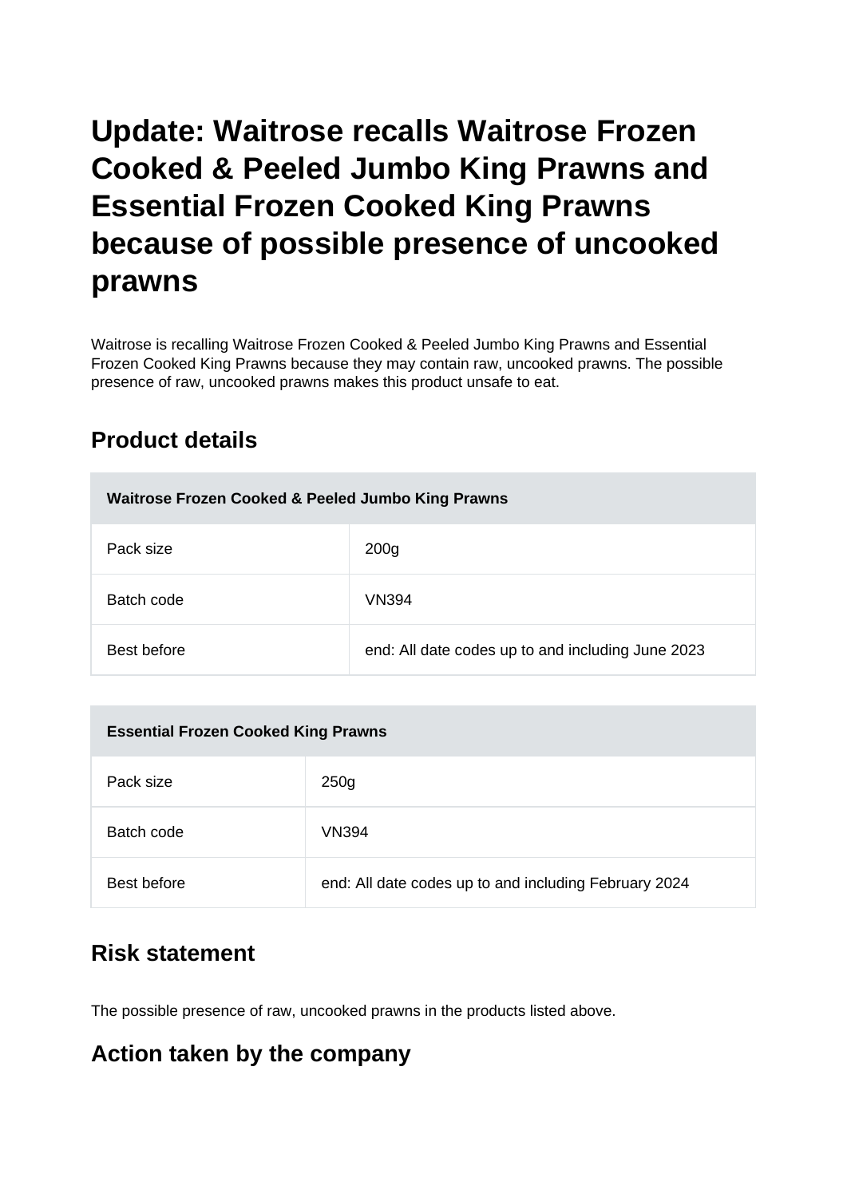# Update: Waitrose recalls Waitrose Frozen Cooked & Peeled Jumbo King Prawns and Essential Frozen Cooked King Prawns because of possible presence of uncooked prawns

Waitrose is recalling Waitrose Frozen Cooked & Peeled Jumbo King Prawns and Essential Frozen Cooked King Prawns because they may contain raw, uncooked prawns. The possible presence of raw, uncooked prawns makes this product unsafe to eat.

## Product details

| Waitrose Frozen Cooked & Peeled Jumbo King Prawns | |
|---|---|
| Pack size | 200g |
| Batch code | VN394 |
| Best before | end: All date codes up to and including June 2023 |

| Essential Frozen Cooked King Prawns | |
|---|---|
| Pack size | 250g |
| Batch code | VN394 |
| Best before | end: All date codes up to and including February 2024 |

## Risk statement

The possible presence of raw, uncooked prawns in the products listed above.

## Action taken by the company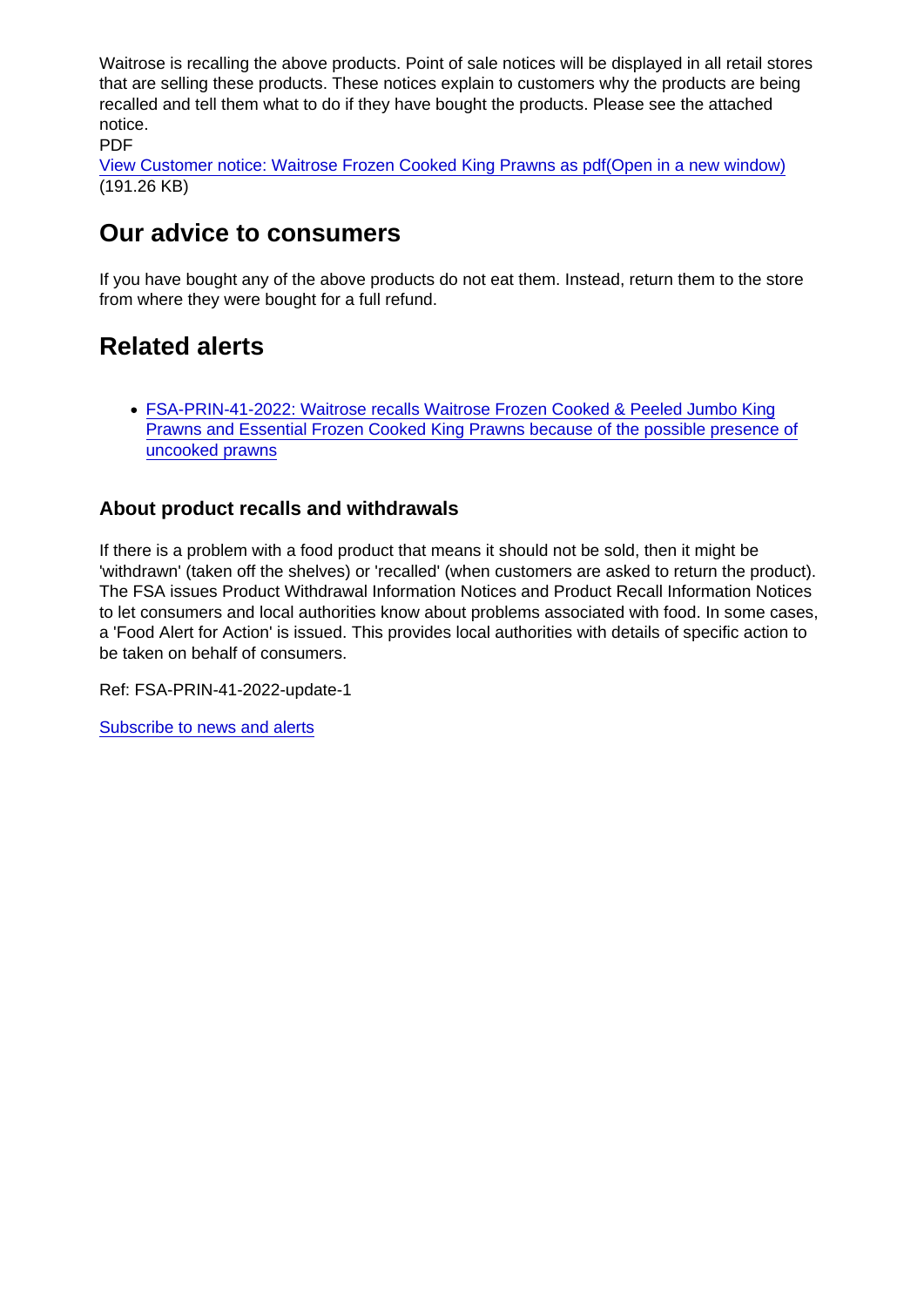Waitrose is recalling the above products. Point of sale notices will be displayed in all retail stores that are selling these products. These notices explain to customers why the products are being recalled and tell them what to do if they have bought the products. Please see the attached notice.

PDF

View Customer notice: Waitrose Frozen Cooked King Prawns as pdf(Open in a new window) (191.26 KB)

## Our advice to consumers

If you have bought any of the above products do not eat them. Instead, return them to the store from where they were bought for a full refund.

## Related alerts

- FSA-PRIN-41-2022: Waitrose recalls Waitrose Frozen Cooked & Peeled Jumbo King Prawns and Essential Frozen Cooked King Prawns because of the possible presence of uncooked prawns

### About product recalls and withdrawals

If there is a problem with a food product that means it should not be sold, then it might be 'withdrawn' (taken off the shelves) or 'recalled' (when customers are asked to return the product). The FSA issues Product Withdrawal Information Notices and Product Recall Information Notices to let consumers and local authorities know about problems associated with food. In some cases, a 'Food Alert for Action' is issued. This provides local authorities with details of specific action to be taken on behalf of consumers.

Ref: FSA-PRIN-41-2022-update-1

Subscribe to news and alerts